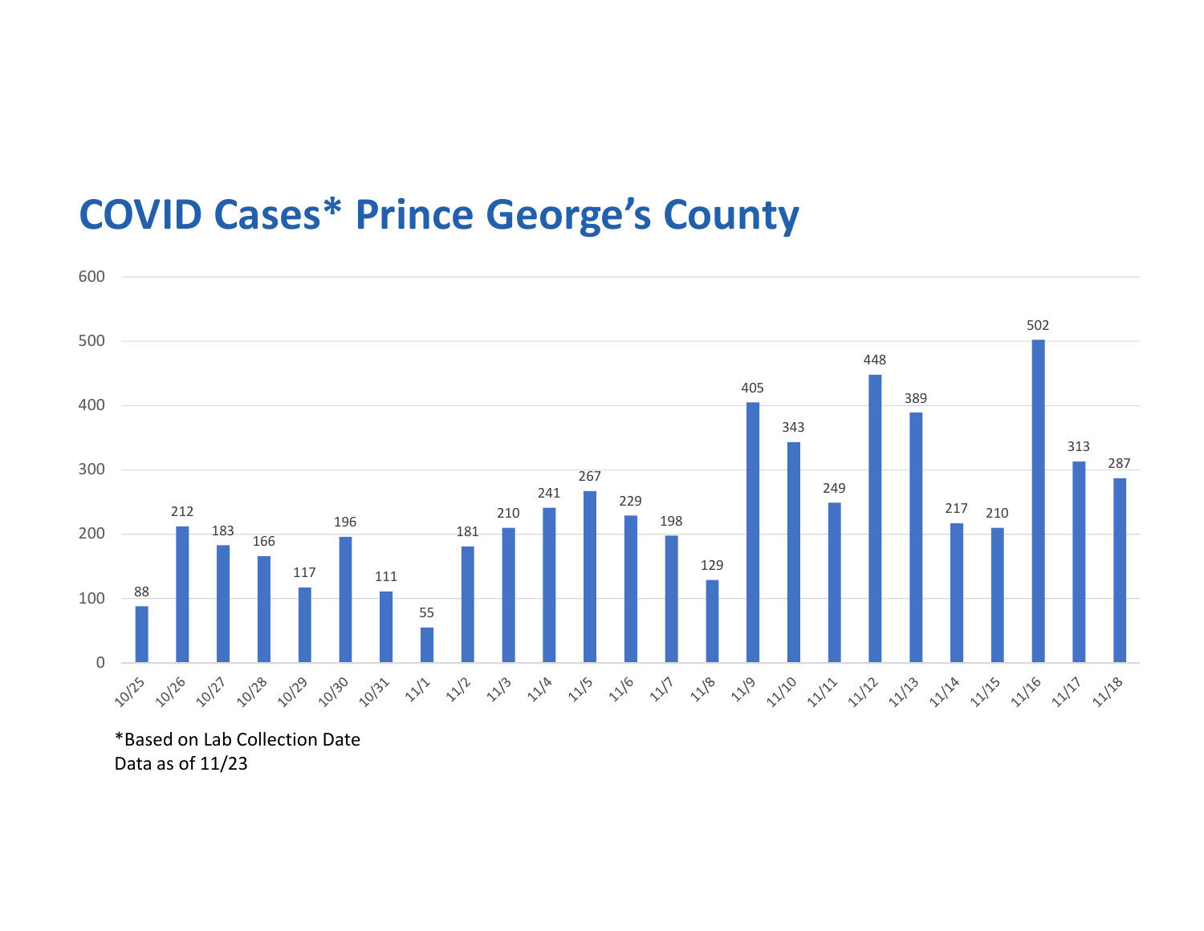# COVID Cases* Prince George's County

600
500
400
300
200
100
0

88
212
183
166
117
196
111
55
181
210
241
267
229
198
129
405
343
249
448
389
217
210
502
313
287

10/25
10/26
10/27
10/28
10/29
10/30
10/31
11/1
11/2
11/3
11/4
11/5
11/6
11/7
11/8
11/9
11/10
11/11
11/12
11/13
11/14
11/15
11/16
11/17
11/18

*Based on Lab Collection Date
Data as of 11/23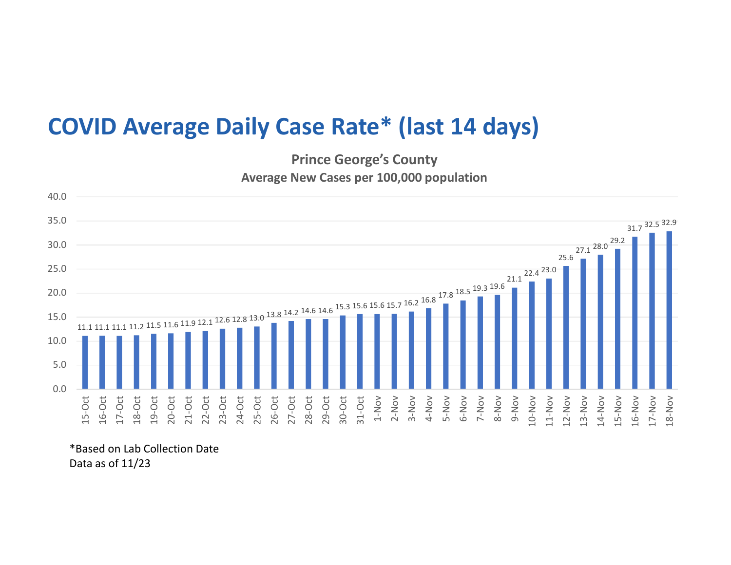# COVID Average Daily Case Rate* (last 14 days)

Prince George's County
Average New Cases per 100,000 population

40.0
35.0
30.0
25.0
20.0
15.0
10.0
5.0
0.0

11.1 11.1 11.1 11.2 11.5 11.6 11.9 12.1 12.6 12.8 13.0 13.8 14.2 14.6 14.6 15.3 15.6 15.6 15.7 16.2 16.8 17.8 18.5 19.3 19.6 21.1 22.4 23.0 25.6 27.1 28.0 29.2 31.7 32.5 32.9

15-Oct 16-Oct 17-Oct 18-Oct 19-Oct 20-Oct 21-Oct 22-Oct 23-Oct 24-Oct 25-Oct 26-Oct 27-Oct 28-Oct 29-Oct 30-Oct 31-Oct 1-Nov 2-Nov 3-Nov 4-Nov 5-Nov 6-Nov 7-Nov 8-Nov 9-Nov 10-Nov 11-Nov 12-Nov 13-Nov 14-Nov 15-Nov 16-Nov 17-Nov 18-Nov

*Based on Lab Collection Date
Data as of 11/23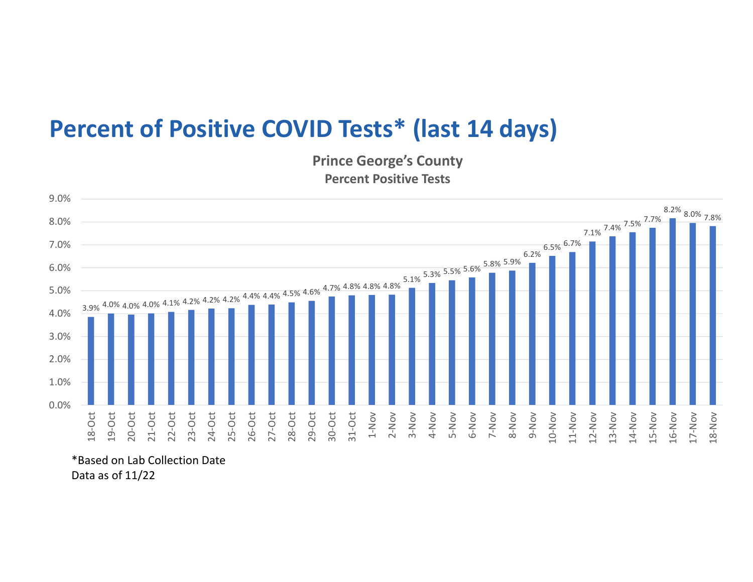# Percent of Positive COVID Tests* (last 14 days)

Prince George's County
Percent Positive Tests

9.0%
8.0%
7.0%
6.0%
5.0%
4.0%
3.0%
2.0%
1.0%
0.0%

3.9% 4.0% 4.0% 4.0% 4.1% 4.2% 4.2% 4.2% 4.4% 4.4% 4.5% 4.6% 4.7% 4.8% 4.8% 4.8% 5.1% 5.3% 5.5% 5.6% 5.8% 5.9% 6.2% 6.5% 6.7% 7.1% 7.4% 7.5% 7.7% 8.2% 8.0% 7.8%

18-Oct 19-Oct 20-Oct 21-Oct 22-Oct 23-Oct 24-Oct 25-Oct 26-Oct 27-Oct 28-Oct 29-Oct 30-Oct 31-Oct 1-Nov 2-Nov 3-Nov 4-Nov 5-Nov 6-Nov 7-Nov 8-Nov 9-Nov 10-Nov 11-Nov 12-Nov 13-Nov 14-Nov 15-Nov 16-Nov 17-Nov 18-Nov

*Based on Lab Collection Date
Data as of 11/22